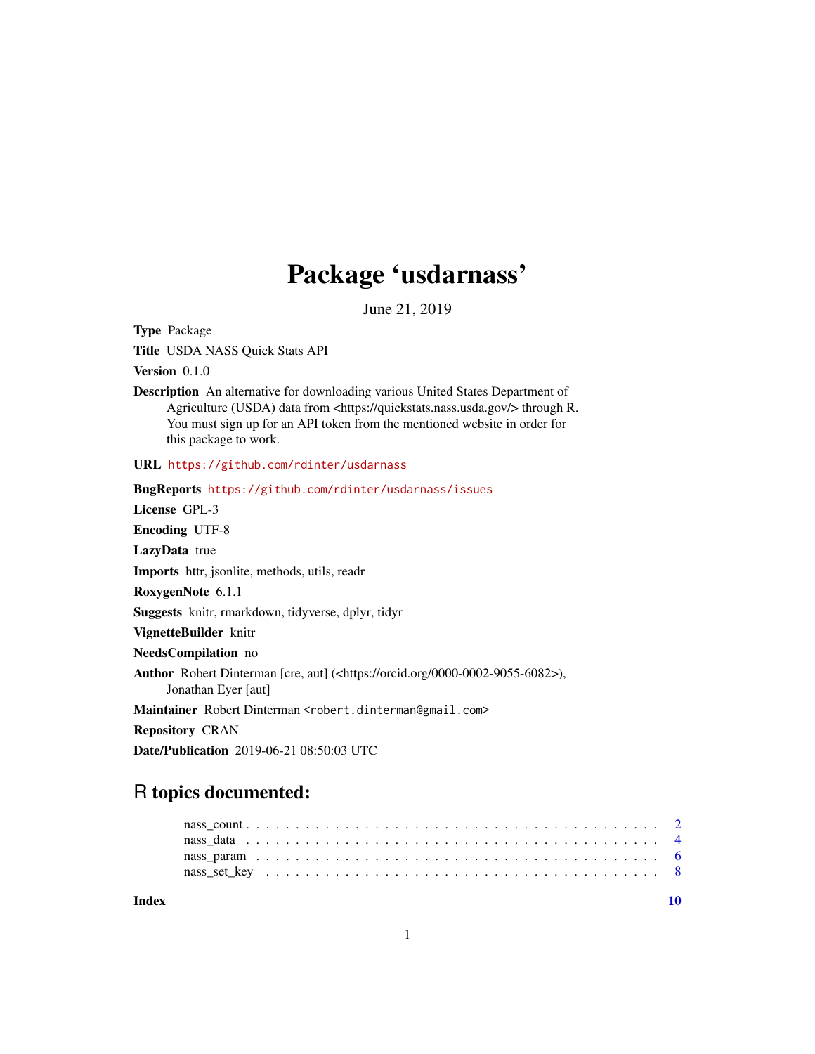# Package 'usdarnass'

June 21, 2019

**Type** Package

**Title** USDA NASS Quick Stats API

**Version** 0.1.0

**Description** An alternative for downloading various United States Department of Agriculture (USDA) data from <https://quickstats.nass.usda.gov/> through R. You must sign up for an API token from the mentioned website in order for this package to work.

**URL** https://github.com/rdinter/usdarnass

**BugReports** https://github.com/rdinter/usdarnass/issues

**License** GPL-3

**Encoding** UTF-8

**LazyData** true

**Imports** httr, jsonlite, methods, utils, readr

**RoxygenNote** 6.1.1

**Suggests** knitr, rmarkdown, tidyverse, dplyr, tidyr

**VignetteBuilder** knitr

**NeedsCompilation** no

**Author** Robert Dinterman [cre, aut] (<https://orcid.org/0000-0002-9055-6082>), Jonathan Eyer [aut]

**Maintainer** Robert Dinterman <robert.dinterman@gmail.com>

**Repository** CRAN

**Date/Publication** 2019-06-21 08:50:03 UTC

## R topics documented:

- nass_count . . . . . . . . . . . . . . . . . . . . . . . . . . . . . . . . . . . . . . . . . . 2
- nass_data . . . . . . . . . . . . . . . . . . . . . . . . . . . . . . . . . . . . . . . . . . 4
- nass_param . . . . . . . . . . . . . . . . . . . . . . . . . . . . . . . . . . . . . . . . . . 6
- nass_set_key . . . . . . . . . . . . . . . . . . . . . . . . . . . . . . . . . . . . . . . . . . 8

**Index** **10**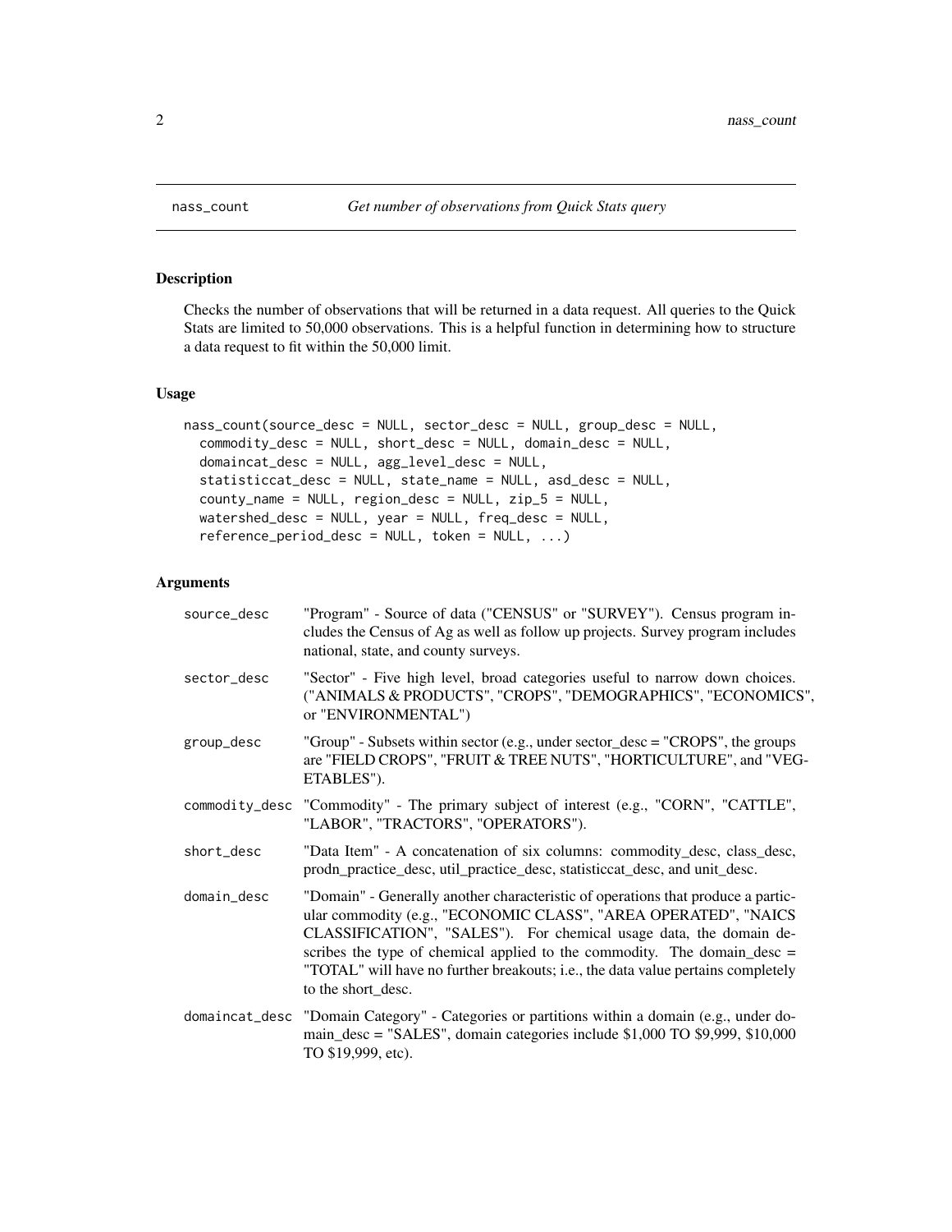# nass_count

*Get number of observations from Quick Stats query*

## Description

Checks the number of observations that will be returned in a data request. All queries to the Quick Stats are limited to 50,000 observations. This is a helpful function in determining how to structure a data request to fit within the 50,000 limit.

## Usage

```
nass_count(source_desc = NULL, sector_desc = NULL, group_desc = NULL,
  commodity_desc = NULL, short_desc = NULL, domain_desc = NULL,
  domaincat_desc = NULL, agg_level_desc = NULL,
  statisticcat_desc = NULL, state_name = NULL, asd_desc = NULL,
  county_name = NULL, region_desc = NULL, zip_5 = NULL,
  watershed_desc = NULL, year = NULL, freq_desc = NULL,
  reference_period_desc = NULL, token = NULL, ...)
```

## Arguments

| | |
|---|---|
| source_desc | "Program" - Source of data ("CENSUS" or "SURVEY"). Census program includes the Census of Ag as well as follow up projects. Survey program includes national, state, and county surveys. |
| sector_desc | "Sector" - Five high level, broad categories useful to narrow down choices. ("ANIMALS & PRODUCTS", "CROPS", "DEMOGRAPHICS", "ECONOMICS", or "ENVIRONMENTAL") |
| group_desc | "Group" - Subsets within sector (e.g., under sector_desc = "CROPS", the groups are "FIELD CROPS", "FRUIT & TREE NUTS", "HORTICULTURE", and "VEGETABLES"). |
| commodity_desc | "Commodity" - The primary subject of interest (e.g., "CORN", "CATTLE", "LABOR", "TRACTORS", "OPERATORS"). |
| short_desc | "Data Item" - A concatenation of six columns: commodity_desc, class_desc, prodn_practice_desc, util_practice_desc, statisticcat_desc, and unit_desc. |
| domain_desc | "Domain" - Generally another characteristic of operations that produce a particular commodity (e.g., "ECONOMIC CLASS", "AREA OPERATED", "NAICS CLASSIFICATION", "SALES"). For chemical usage data, the domain describes the type of chemical applied to the commodity. The domain_desc = "TOTAL" will have no further breakouts; i.e., the data value pertains completely to the short_desc. |
| domaincat_desc | "Domain Category" - Categories or partitions within a domain (e.g., under domain_desc = "SALES", domain categories include $1,000 TO $9,999, $10,000 TO $19,999, etc). |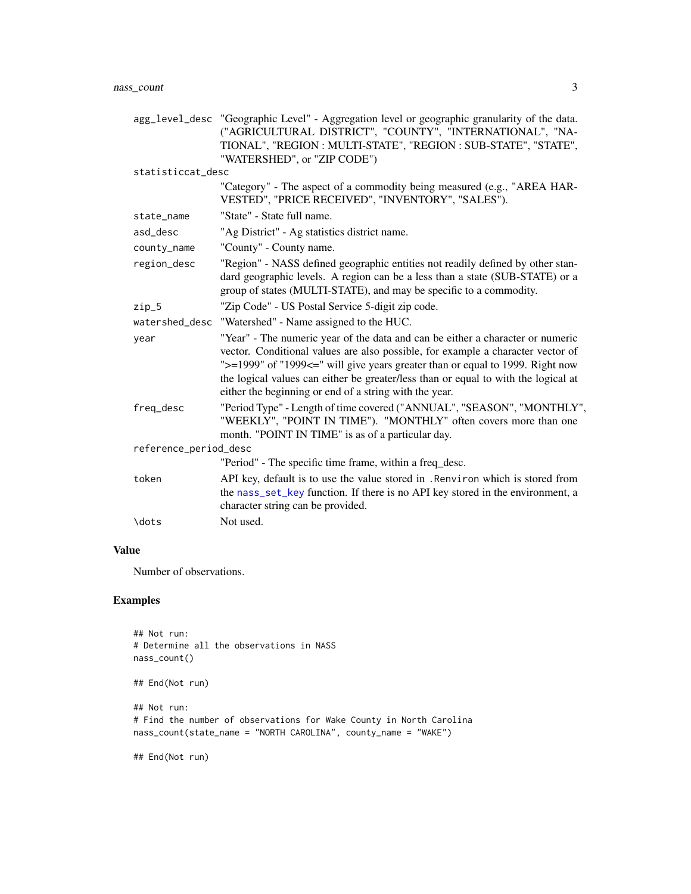| | |
|---|---|
| `agg_level_desc` | "Geographic Level" - Aggregation level or geographic granularity of the data. ("AGRICULTURAL DISTRICT", "COUNTY", "INTERNATIONAL", "NATIONAL", "REGION : MULTI-STATE", "REGION : SUB-STATE", "STATE", "WATERSHED", or "ZIP CODE") |
| `statisticcat_desc` | "Category" - The aspect of a commodity being measured (e.g., "AREA HARVESTED", "PRICE RECEIVED", "INVENTORY", "SALES"). |
| `state_name` | "State" - State full name. |
| `asd_desc` | "Ag District" - Ag statistics district name. |
| `county_name` | "County" - County name. |
| `region_desc` | "Region" - NASS defined geographic entities not readily defined by other standard geographic levels. A region can be a less than a state (SUB-STATE) or a group of states (MULTI-STATE), and may be specific to a commodity. |
| `zip_5` | "Zip Code" - US Postal Service 5-digit zip code. |
| `watershed_desc` | "Watershed" - Name assigned to the HUC. |
| `year` | "Year" - The numeric year of the data and can be either a character or numeric vector. Conditional values are also possible, for example a character vector of ">=1999" of "1999<=" will give years greater than or equal to 1999. Right now the logical values can either be greater/less than or equal to with the logical at either the beginning or end of a string with the year. |
| `freq_desc` | "Period Type" - Length of time covered ("ANNUAL", "SEASON", "MONTHLY", "WEEKLY", "POINT IN TIME"). "MONTHLY" often covers more than one month. "POINT IN TIME" is as of a particular day. |
| `reference_period_desc` | "Period" - The specific time frame, within a freq_desc. |
| `token` | API key, default is to use the value stored in `.Renviron` which is stored from the `nass_set_key` function. If there is no API key stored in the environment, a character string can be provided. |
| `\dots` | Not used. |

## Value

Number of observations.

## Examples

```
## Not run:
# Determine all the observations in NASS
nass_count()

## End(Not run)

## Not run:
# Find the number of observations for Wake County in North Carolina
nass_count(state_name = "NORTH CAROLINA", county_name = "WAKE")

## End(Not run)
```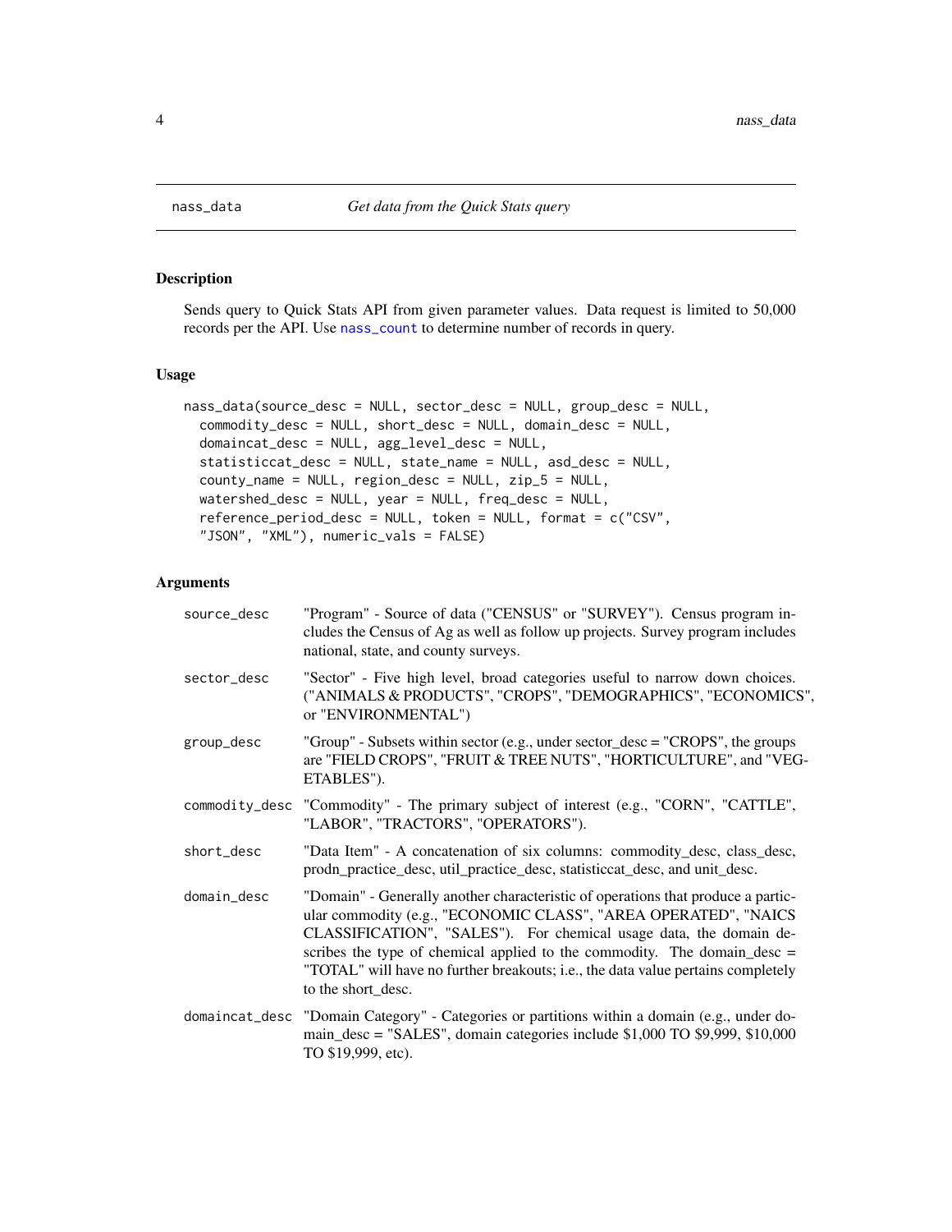# nass_data — *Get data from the Quick Stats query*

## Description

Sends query to Quick Stats API from given parameter values. Data request is limited to 50,000 records per the API. Use `nass_count` to determine number of records in query.

## Usage

```
nass_data(source_desc = NULL, sector_desc = NULL, group_desc = NULL,
  commodity_desc = NULL, short_desc = NULL, domain_desc = NULL,
  domaincat_desc = NULL, agg_level_desc = NULL,
  statisticcat_desc = NULL, state_name = NULL, asd_desc = NULL,
  county_name = NULL, region_desc = NULL, zip_5 = NULL,
  watershed_desc = NULL, year = NULL, freq_desc = NULL,
  reference_period_desc = NULL, token = NULL, format = c("CSV",
  "JSON", "XML"), numeric_vals = FALSE)
```

## Arguments

| Argument | Description |
|---|---|
| `source_desc` | "Program" - Source of data ("CENSUS" or "SURVEY"). Census program includes the Census of Ag as well as follow up projects. Survey program includes national, state, and county surveys. |
| `sector_desc` | "Sector" - Five high level, broad categories useful to narrow down choices. ("ANIMALS & PRODUCTS", "CROPS", "DEMOGRAPHICS", "ECONOMICS", or "ENVIRONMENTAL") |
| `group_desc` | "Group" - Subsets within sector (e.g., under sector_desc = "CROPS", the groups are "FIELD CROPS", "FRUIT & TREE NUTS", "HORTICULTURE", and "VEGETABLES"). |
| `commodity_desc` | "Commodity" - The primary subject of interest (e.g., "CORN", "CATTLE", "LABOR", "TRACTORS", "OPERATORS"). |
| `short_desc` | "Data Item" - A concatenation of six columns: commodity_desc, class_desc, prodn_practice_desc, util_practice_desc, statisticcat_desc, and unit_desc. |
| `domain_desc` | "Domain" - Generally another characteristic of operations that produce a particular commodity (e.g., "ECONOMIC CLASS", "AREA OPERATED", "NAICS CLASSIFICATION", "SALES"). For chemical usage data, the domain describes the type of chemical applied to the commodity. The domain_desc = "TOTAL" will have no further breakouts; i.e., the data value pertains completely to the short_desc. |
| `domaincat_desc` | "Domain Category" - Categories or partitions within a domain (e.g., under domain_desc = "SALES", domain categories include $1,000 TO $9,999, $10,000 TO $19,999, etc). |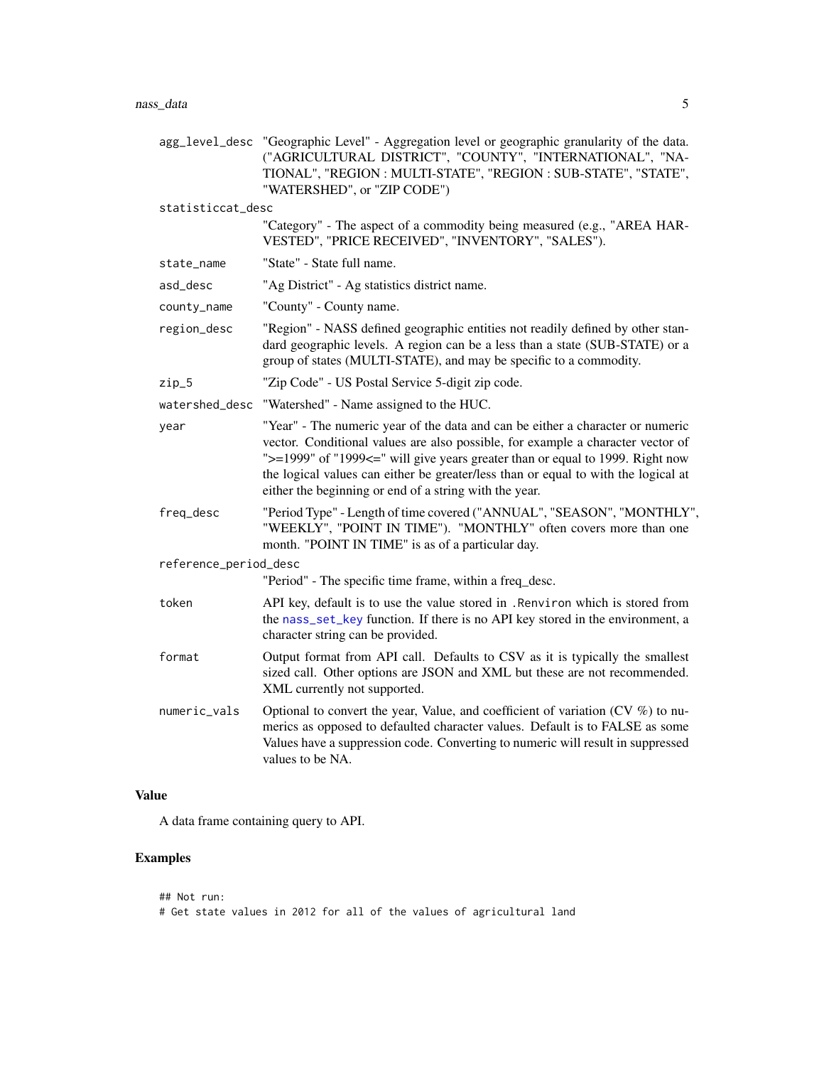| | |
|---|---|
| agg_level_desc | "Geographic Level" - Aggregation level or geographic granularity of the data. ("AGRICULTURAL DISTRICT", "COUNTY", "INTERNATIONAL", "NATIONAL", "REGION : MULTI-STATE", "REGION : SUB-STATE", "STATE", "WATERSHED", or "ZIP CODE") |
| statisticcat_desc | "Category" - The aspect of a commodity being measured (e.g., "AREA HARVESTED", "PRICE RECEIVED", "INVENTORY", "SALES"). |
| state_name | "State" - State full name. |
| asd_desc | "Ag District" - Ag statistics district name. |
| county_name | "County" - County name. |
| region_desc | "Region" - NASS defined geographic entities not readily defined by other standard geographic levels. A region can be a less than a state (SUB-STATE) or a group of states (MULTI-STATE), and may be specific to a commodity. |
| zip_5 | "Zip Code" - US Postal Service 5-digit zip code. |
| watershed_desc | "Watershed" - Name assigned to the HUC. |
| year | "Year" - The numeric year of the data and can be either a character or numeric vector. Conditional values are also possible, for example a character vector of ">=1999" of "1999<=" will give years greater than or equal to 1999. Right now the logical values can either be greater/less than or equal to with the logical at either the beginning or end of a string with the year. |
| freq_desc | "Period Type" - Length of time covered ("ANNUAL", "SEASON", "MONTHLY", "WEEKLY", "POINT IN TIME"). "MONTHLY" often covers more than one month. "POINT IN TIME" is as of a particular day. |
| reference_period_desc | "Period" - The specific time frame, within a freq_desc. |
| token | API key, default is to use the value stored in .Renviron which is stored from the nass_set_key function. If there is no API key stored in the environment, a character string can be provided. |
| format | Output format from API call. Defaults to CSV as it is typically the smallest sized call. Other options are JSON and XML but these are not recommended. XML currently not supported. |
| numeric_vals | Optional to convert the year, Value, and coefficient of variation (CV %) to numerics as opposed to defaulted character values. Default is to FALSE as some Values have a suppression code. Converting to numeric will result in suppressed values to be NA. |

## Value

A data frame containing query to API.

## Examples

```
## Not run:
# Get state values in 2012 for all of the values of agricultural land
```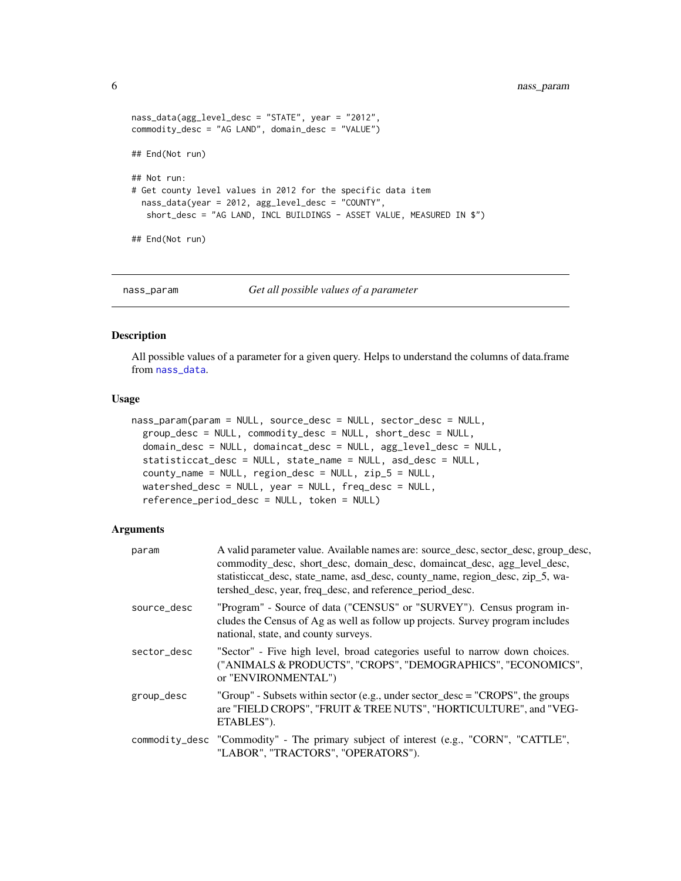```
nass_data(agg_level_desc = "STATE", year = "2012",
commodity_desc = "AG LAND", domain_desc = "VALUE")

## End(Not run)

## Not run:
# Get county level values in 2012 for the specific data item
  nass_data(year = 2012, agg_level_desc = "COUNTY",
   short_desc = "AG LAND, INCL BUILDINGS - ASSET VALUE, MEASURED IN $")

## End(Not run)
```

## nass_param — *Get all possible values of a parameter*

### Description

All possible values of a parameter for a given query. Helps to understand the columns of data.frame from nass_data.

### Usage

```
nass_param(param = NULL, source_desc = NULL, sector_desc = NULL,
  group_desc = NULL, commodity_desc = NULL, short_desc = NULL,
  domain_desc = NULL, domaincat_desc = NULL, agg_level_desc = NULL,
  statisticcat_desc = NULL, state_name = NULL, asd_desc = NULL,
  county_name = NULL, region_desc = NULL, zip_5 = NULL,
  watershed_desc = NULL, year = NULL, freq_desc = NULL,
  reference_period_desc = NULL, token = NULL)
```

### Arguments

| Argument | Description |
| --- | --- |
| `param` | A valid parameter value. Available names are: source_desc, sector_desc, group_desc, commodity_desc, short_desc, domain_desc, domaincat_desc, agg_level_desc, statisticcat_desc, state_name, asd_desc, county_name, region_desc, zip_5, watershed_desc, year, freq_desc, and reference_period_desc. |
| `source_desc` | "Program" - Source of data ("CENSUS" or "SURVEY"). Census program includes the Census of Ag as well as follow up projects. Survey program includes national, state, and county surveys. |
| `sector_desc` | "Sector" - Five high level, broad categories useful to narrow down choices. ("ANIMALS & PRODUCTS", "CROPS", "DEMOGRAPHICS", "ECONOMICS", or "ENVIRONMENTAL") |
| `group_desc` | "Group" - Subsets within sector (e.g., under sector_desc = "CROPS", the groups are "FIELD CROPS", "FRUIT & TREE NUTS", "HORTICULTURE", and "VEGETABLES"). |
| `commodity_desc` | "Commodity" - The primary subject of interest (e.g., "CORN", "CATTLE", "LABOR", "TRACTORS", "OPERATORS"). |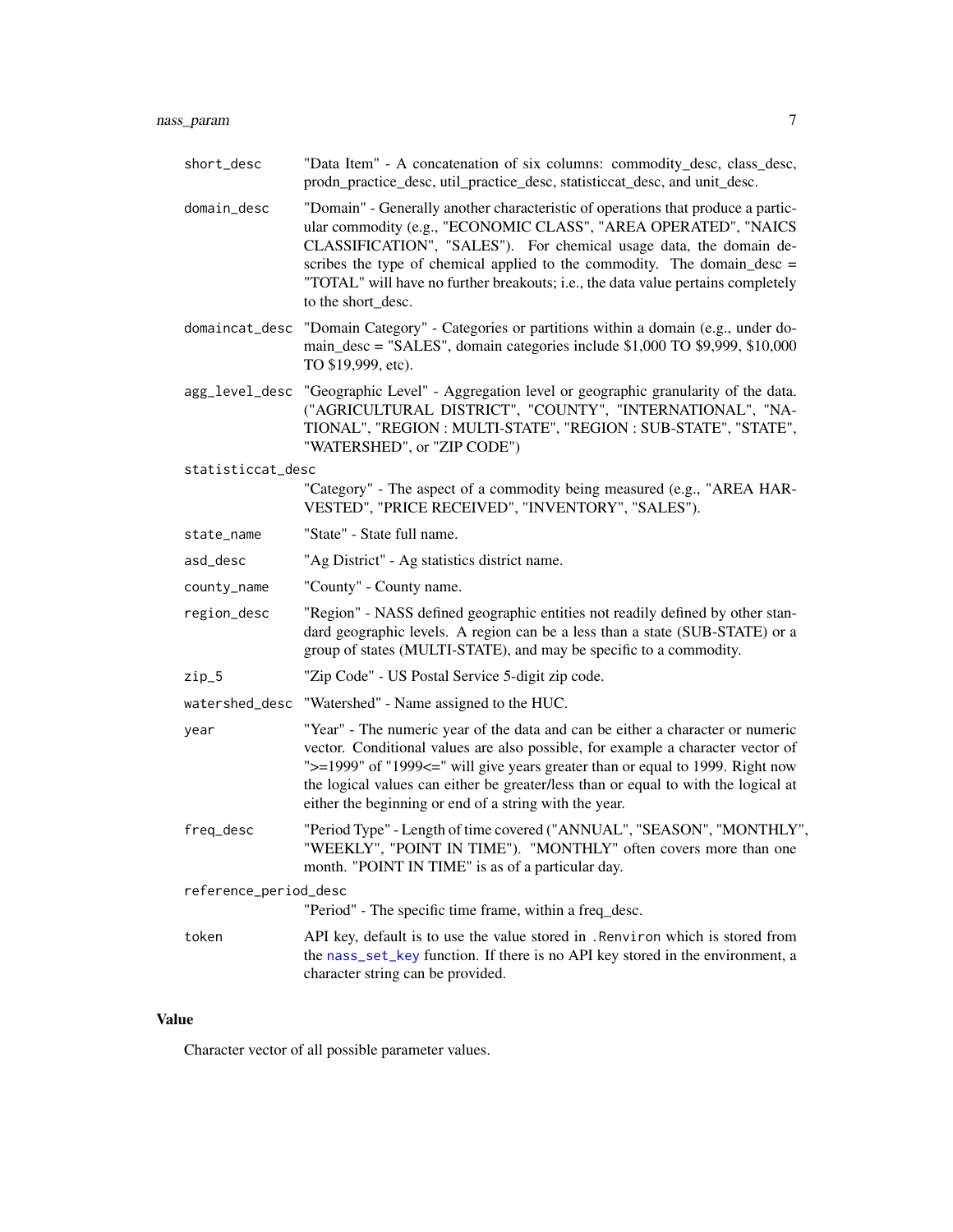| | |
|---|---|
| short_desc | "Data Item" - A concatenation of six columns: commodity_desc, class_desc, prodn_practice_desc, util_practice_desc, statisticcat_desc, and unit_desc. |
| domain_desc | "Domain" - Generally another characteristic of operations that produce a particular commodity (e.g., "ECONOMIC CLASS", "AREA OPERATED", "NAICS CLASSIFICATION", "SALES"). For chemical usage data, the domain describes the type of chemical applied to the commodity. The domain_desc = "TOTAL" will have no further breakouts; i.e., the data value pertains completely to the short_desc. |
| domaincat_desc | "Domain Category" - Categories or partitions within a domain (e.g., under domain_desc = "SALES", domain categories include $1,000 TO $9,999, $10,000 TO $19,999, etc). |
| agg_level_desc | "Geographic Level" - Aggregation level or geographic granularity of the data. ("AGRICULTURAL DISTRICT", "COUNTY", "INTERNATIONAL", "NATIONAL", "REGION : MULTI-STATE", "REGION : SUB-STATE", "STATE", "WATERSHED", or "ZIP CODE") |
| statisticcat_desc | "Category" - The aspect of a commodity being measured (e.g., "AREA HARVESTED", "PRICE RECEIVED", "INVENTORY", "SALES"). |
| state_name | "State" - State full name. |
| asd_desc | "Ag District" - Ag statistics district name. |
| county_name | "County" - County name. |
| region_desc | "Region" - NASS defined geographic entities not readily defined by other standard geographic levels. A region can be a less than a state (SUB-STATE) or a group of states (MULTI-STATE), and may be specific to a commodity. |
| zip_5 | "Zip Code" - US Postal Service 5-digit zip code. |
| watershed_desc | "Watershed" - Name assigned to the HUC. |
| year | "Year" - The numeric year of the data and can be either a character or numeric vector. Conditional values are also possible, for example a character vector of ">=1999" of "1999<=" will give years greater than or equal to 1999. Right now the logical values can either be greater/less than or equal to with the logical at either the beginning or end of a string with the year. |
| freq_desc | "Period Type" - Length of time covered ("ANNUAL", "SEASON", "MONTHLY", "WEEKLY", "POINT IN TIME"). "MONTHLY" often covers more than one month. "POINT IN TIME" is as of a particular day. |
| reference_period_desc | "Period" - The specific time frame, within a freq_desc. |
| token | API key, default is to use the value stored in `.Renviron` which is stored from the `nass_set_key` function. If there is no API key stored in the environment, a character string can be provided. |

## Value

Character vector of all possible parameter values.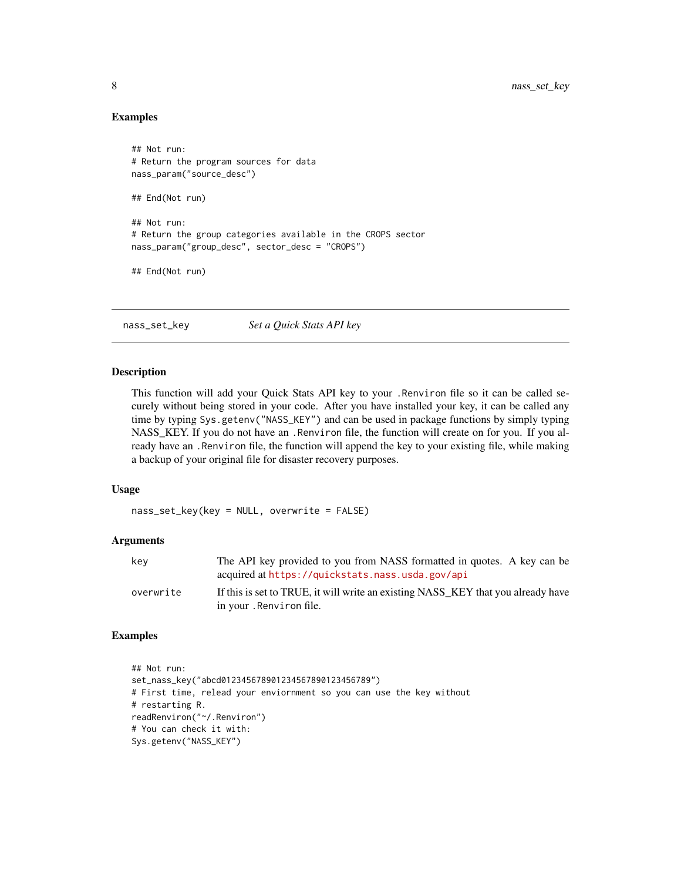### Examples

```
## Not run:
# Return the program sources for data
nass_param("source_desc")

## End(Not run)

## Not run:
# Return the group categories available in the CROPS sector
nass_param("group_desc", sector_desc = "CROPS")

## End(Not run)
```

---

## nass_set_key — *Set a Quick Stats API key*

---

### Description

This function will add your Quick Stats API key to your `.Renviron` file so it can be called securely without being stored in your code. After you have installed your key, it can be called any time by typing `Sys.getenv("NASS_KEY")` and can be used in package functions by simply typing NASS_KEY. If you do not have an `.Renviron` file, the function will create on for you. If you already have an `.Renviron` file, the function will append the key to your existing file, while making a backup of your original file for disaster recovery purposes.

### Usage

```
nass_set_key(key = NULL, overwrite = FALSE)
```

### Arguments

| | |
|---|---|
| `key` | The API key provided to you from NASS formatted in quotes. A key can be acquired at https://quickstats.nass.usda.gov/api |
| `overwrite` | If this is set to TRUE, it will write an existing NASS_KEY that you already have in your `.Renviron` file. |

### Examples

```
## Not run:
set_nass_key("abcd012345678901234567890123456789")
# First time, relead your enviornment so you can use the key without
# restarting R.
readRenviron("~/.Renviron")
# You can check it with:
Sys.getenv("NASS_KEY")
```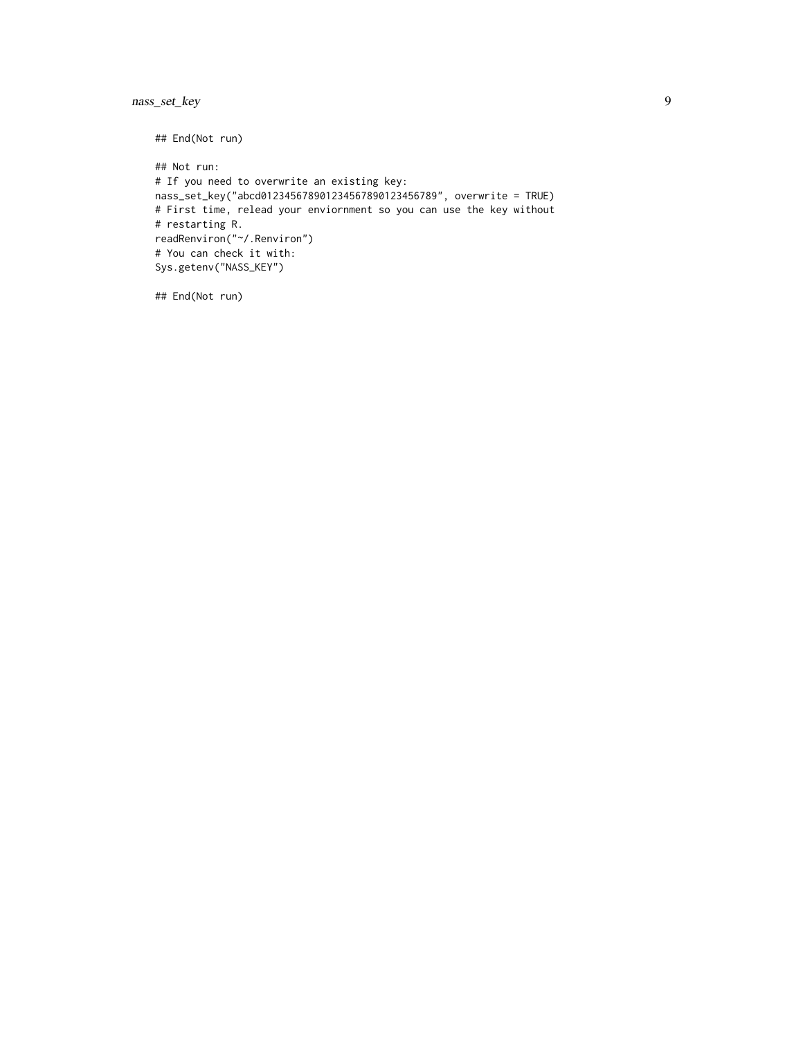```
## End(Not run)

## Not run:
# If you need to overwrite an existing key:
nass_set_key("abcd012345678901234567890123456789", overwrite = TRUE)
# First time, relead your enviornment so you can use the key without
# restarting R.
readRenviron("~/.Renviron")
# You can check it with:
Sys.getenv("NASS_KEY")

## End(Not run)
```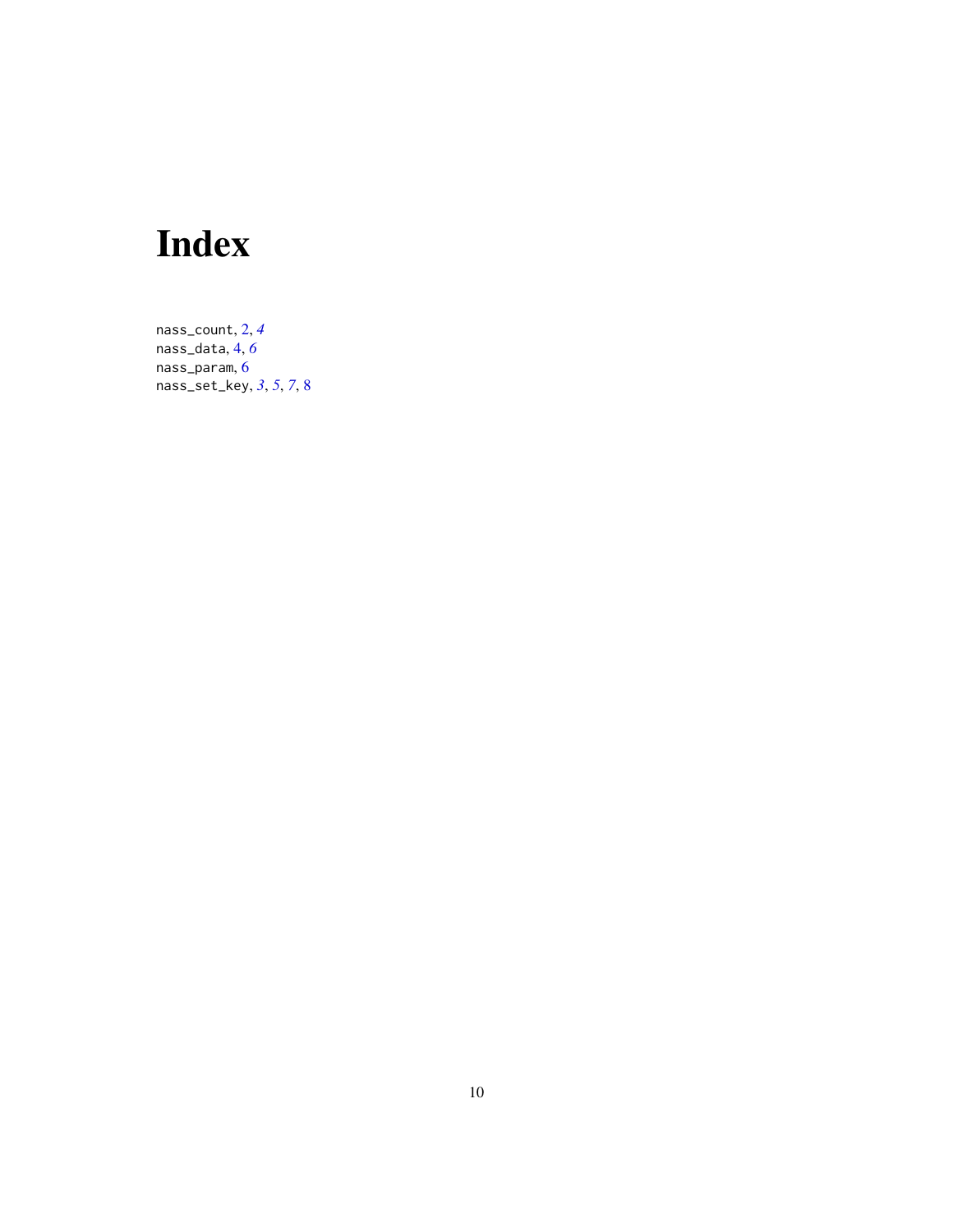# Index

nass_count, 2, *4*
nass_data, 4, *6*
nass_param, 6
nass_set_key, *3*, *5*, *7*, 8